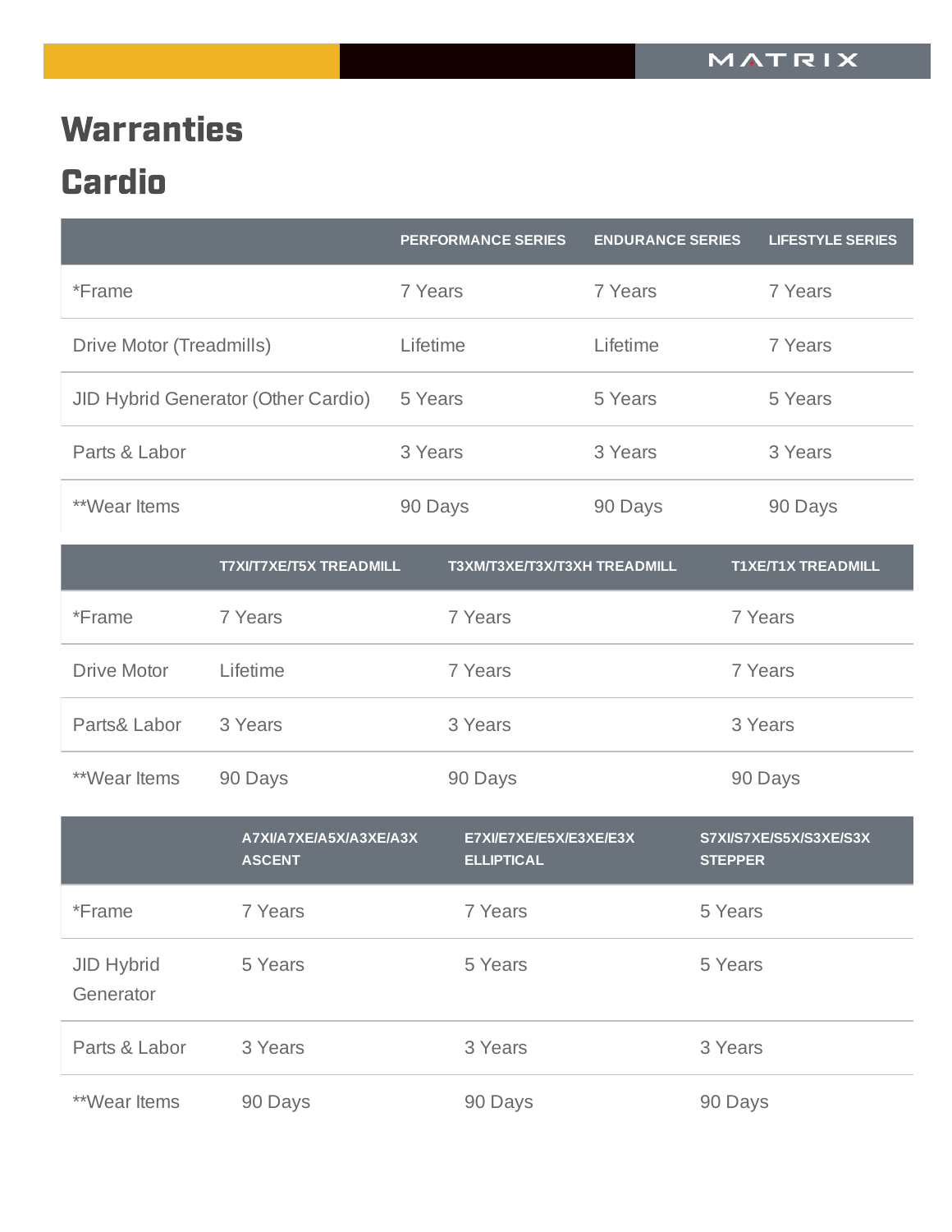# Warranties

## Cardio

| | PERFORMANCE SERIES | ENDURANCE SERIES | LIFESTYLE SERIES |
|---|---|---|---|
| *Frame | 7 Years | 7 Years | 7 Years |
| Drive Motor (Treadmills) | Lifetime | Lifetime | 7 Years |
| JID Hybrid Generator (Other Cardio) | 5 Years | 5 Years | 5 Years |
| Parts & Labor | 3 Years | 3 Years | 3 Years |
| **Wear Items | 90 Days | 90 Days | 90 Days |

| | T7XI/T7XE/T5X TREADMILL | T3XM/T3XE/T3X/T3XH TREADMILL | T1XE/T1X TREADMILL |
|---|---|---|---|
| *Frame | 7 Years | 7 Years | 7 Years |
| Drive Motor | Lifetime | 7 Years | 7 Years |
| Parts& Labor | 3 Years | 3 Years | 3 Years |
| **Wear Items | 90 Days | 90 Days | 90 Days |

| | A7XI/A7XE/A5X/A3XE/A3X ASCENT | E7XI/E7XE/E5X/E3XE/E3X ELLIPTICAL | S7XI/S7XE/S5X/S3XE/S3X STEPPER |
|---|---|---|---|
| *Frame | 7 Years | 7 Years | 5 Years |
| JID Hybrid Generator | 5 Years | 5 Years | 5 Years |
| Parts & Labor | 3 Years | 3 Years | 3 Years |
| **Wear Items | 90 Days | 90 Days | 90 Days |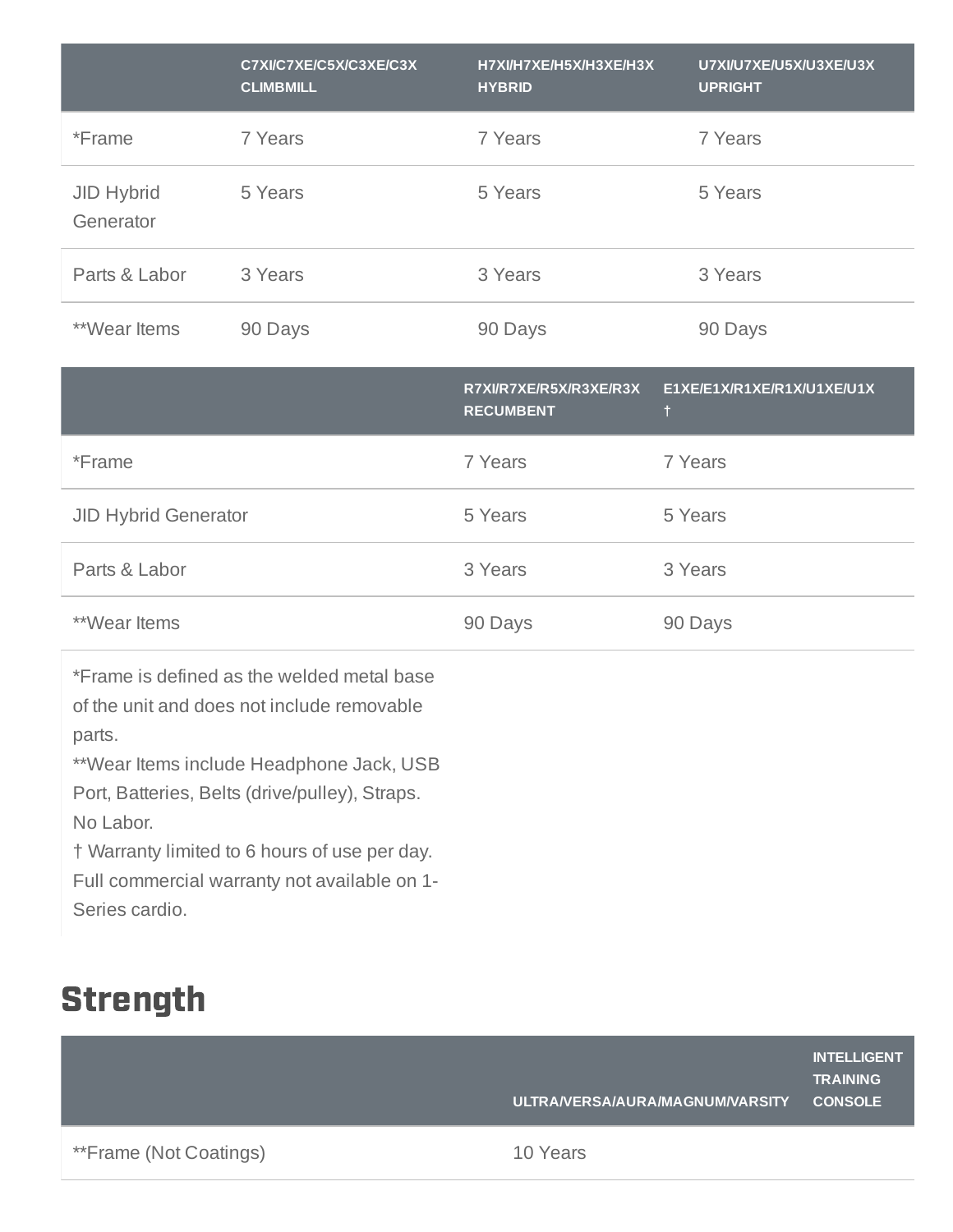| | C7XI/C7XE/C5X/C3XE/C3X CLIMBMILL | H7XI/H7XE/H5X/H3XE/H3X HYBRID | U7XI/U7XE/U5X/U3XE/U3X UPRIGHT |
|---|---|---|---|
| *Frame | 7 Years | 7 Years | 7 Years |
| JID Hybrid Generator | 5 Years | 5 Years | 5 Years |
| Parts & Labor | 3 Years | 3 Years | 3 Years |
| **Wear Items | 90 Days | 90 Days | 90 Days |

| | R7XI/R7XE/R5X/R3XE/R3X RECUMBENT | E1XE/E1X/R1XE/R1X/U1XE/U1X † |
|---|---|---|
| *Frame | 7 Years | 7 Years |
| JID Hybrid Generator | 5 Years | 5 Years |
| Parts & Labor | 3 Years | 3 Years |
| **Wear Items | 90 Days | 90 Days |

*Frame is defined as the welded metal base of the unit and does not include removable parts.
**Wear Items include Headphone Jack, USB Port, Batteries, Belts (drive/pulley), Straps. No Labor.
† Warranty limited to 6 hours of use per day. Full commercial warranty not available on 1-Series cardio.

## Strength

| | ULTRA/VERSA/AURA/MAGNUM/VARSITY | INTELLIGENT TRAINING CONSOLE |
|---|---|---|
| **Frame (Not Coatings) | 10 Years | |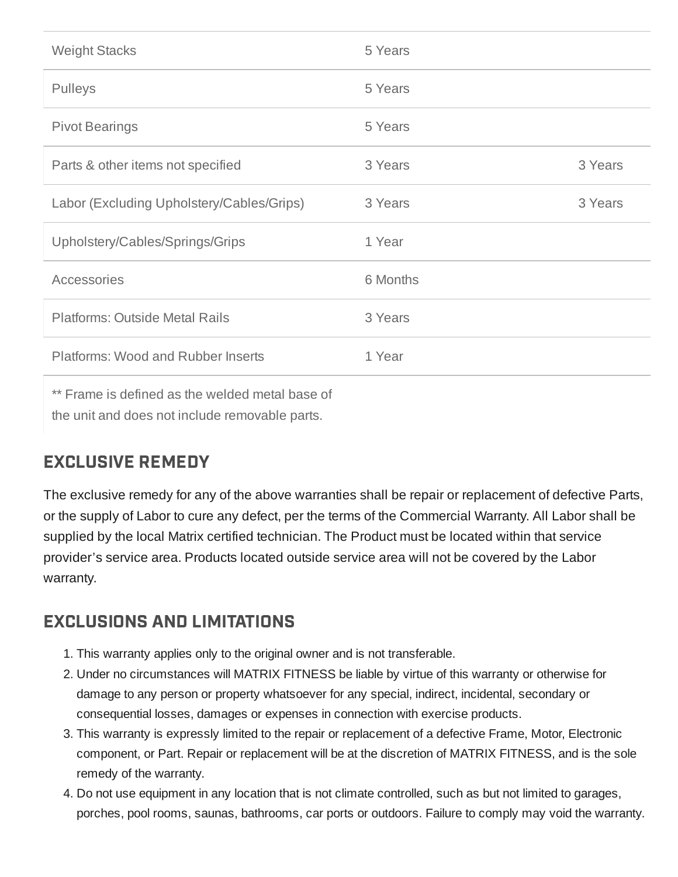| | | |
|---|---|---|
| Weight Stacks | 5 Years | |
| Pulleys | 5 Years | |
| Pivot Bearings | 5 Years | |
| Parts & other items not specified | 3 Years | 3 Years |
| Labor (Excluding Upholstery/Cables/Grips) | 3 Years | 3 Years |
| Upholstery/Cables/Springs/Grips | 1 Year | |
| Accessories | 6 Months | |
| Platforms: Outside Metal Rails | 3 Years | |
| Platforms: Wood and Rubber Inserts | 1 Year | |

** Frame is defined as the welded metal base of the unit and does not include removable parts.

## EXCLUSIVE REMEDY

The exclusive remedy for any of the above warranties shall be repair or replacement of defective Parts, or the supply of Labor to cure any defect, per the terms of the Commercial Warranty. All Labor shall be supplied by the local Matrix certified technician. The Product must be located within that service provider's service area. Products located outside service area will not be covered by the Labor warranty.

## EXCLUSIONS AND LIMITATIONS

1. This warranty applies only to the original owner and is not transferable.
2. Under no circumstances will MATRIX FITNESS be liable by virtue of this warranty or otherwise for damage to any person or property whatsoever for any special, indirect, incidental, secondary or consequential losses, damages or expenses in connection with exercise products.
3. This warranty is expressly limited to the repair or replacement of a defective Frame, Motor, Electronic component, or Part. Repair or replacement will be at the discretion of MATRIX FITNESS, and is the sole remedy of the warranty.
4. Do not use equipment in any location that is not climate controlled, such as but not limited to garages, porches, pool rooms, saunas, bathrooms, car ports or outdoors. Failure to comply may void the warranty.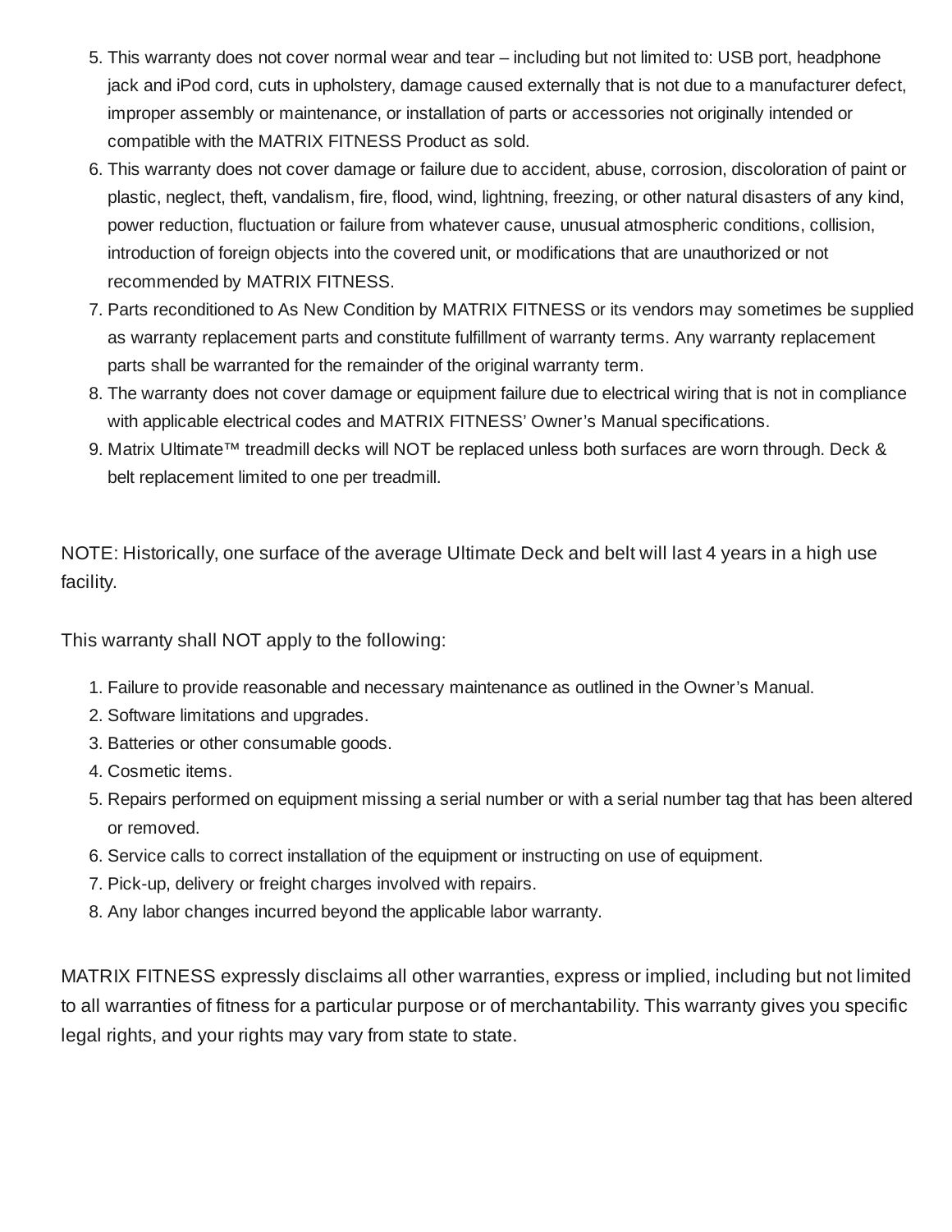5. This warranty does not cover normal wear and tear – including but not limited to: USB port, headphone jack and iPod cord, cuts in upholstery, damage caused externally that is not due to a manufacturer defect, improper assembly or maintenance, or installation of parts or accessories not originally intended or compatible with the MATRIX FITNESS Product as sold.
6. This warranty does not cover damage or failure due to accident, abuse, corrosion, discoloration of paint or plastic, neglect, theft, vandalism, fire, flood, wind, lightning, freezing, or other natural disasters of any kind, power reduction, fluctuation or failure from whatever cause, unusual atmospheric conditions, collision, introduction of foreign objects into the covered unit, or modifications that are unauthorized or not recommended by MATRIX FITNESS.
7. Parts reconditioned to As New Condition by MATRIX FITNESS or its vendors may sometimes be supplied as warranty replacement parts and constitute fulfillment of warranty terms. Any warranty replacement parts shall be warranted for the remainder of the original warranty term.
8. The warranty does not cover damage or equipment failure due to electrical wiring that is not in compliance with applicable electrical codes and MATRIX FITNESS' Owner's Manual specifications.
9. Matrix Ultimate™ treadmill decks will NOT be replaced unless both surfaces are worn through. Deck & belt replacement limited to one per treadmill.

NOTE: Historically, one surface of the average Ultimate Deck and belt will last 4 years in a high use facility.

This warranty shall NOT apply to the following:

1. Failure to provide reasonable and necessary maintenance as outlined in the Owner's Manual.
2. Software limitations and upgrades.
3. Batteries or other consumable goods.
4. Cosmetic items.
5. Repairs performed on equipment missing a serial number or with a serial number tag that has been altered or removed.
6. Service calls to correct installation of the equipment or instructing on use of equipment.
7. Pick-up, delivery or freight charges involved with repairs.
8. Any labor changes incurred beyond the applicable labor warranty.

MATRIX FITNESS expressly disclaims all other warranties, express or implied, including but not limited to all warranties of fitness for a particular purpose or of merchantability. This warranty gives you specific legal rights, and your rights may vary from state to state.